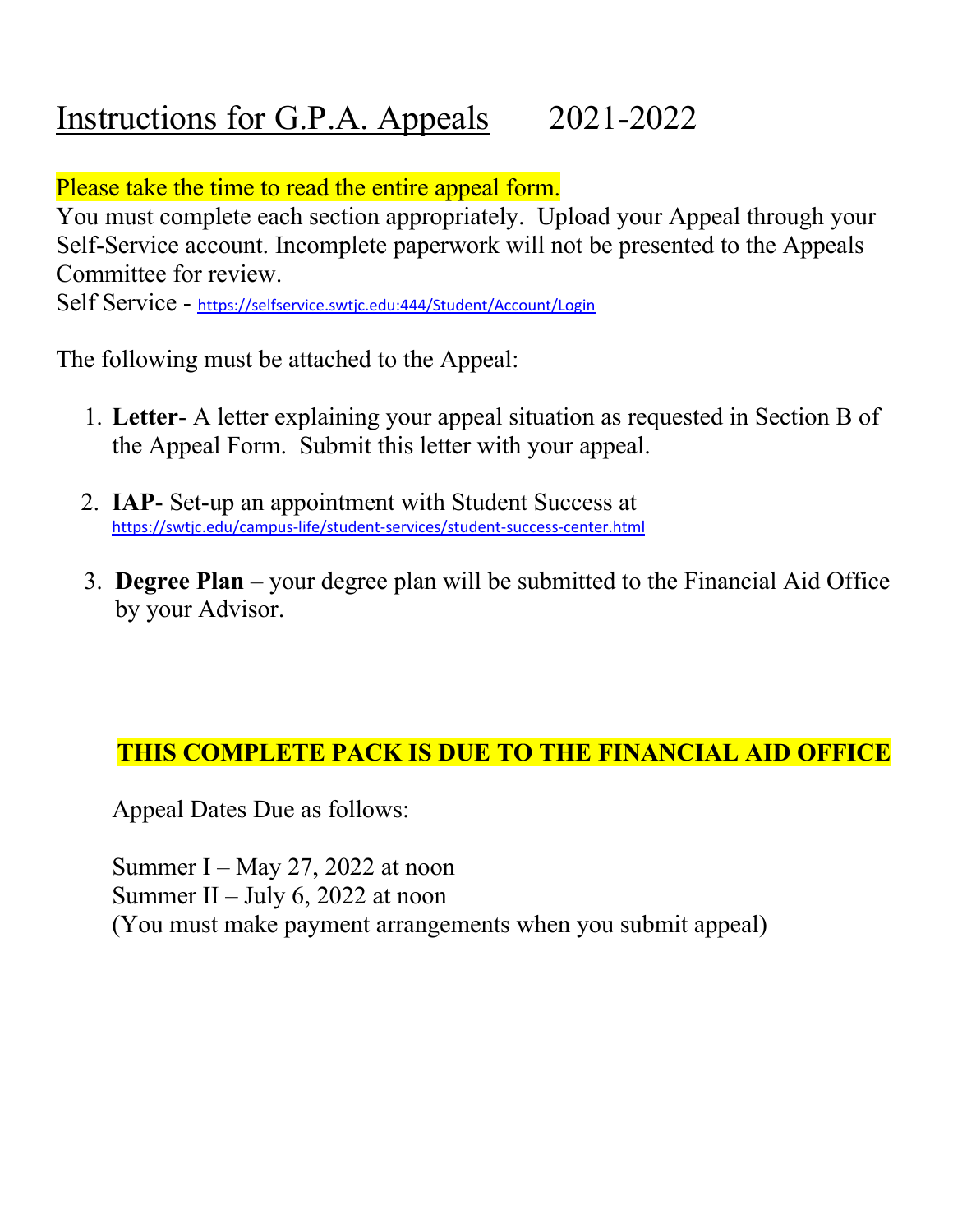# Instructions for G.P.A. Appeals 2021-2022

Please take the time to read the entire appeal form.

You must complete each section appropriately. Upload your Appeal through your Self-Service account. Incomplete paperwork will not be presented to the Appeals Committee for review.

Self Service - https://selfservice.swtjc.edu:444/Student/Account/Login

The following must be attached to the Appeal:

1. **Letter**- A letter explaining your appeal situation as requested in Section B of the Appeal Form. Submit this letter with your appeal.
2. **IAP**- Set-up an appointment with Student Success at https://swtjc.edu/campus-life/student-services/student-success-center.html
3. **Degree Plan** – your degree plan will be submitted to the Financial Aid Office by your Advisor.

**THIS COMPLETE PACK IS DUE TO THE FINANCIAL AID OFFICE**

Appeal Dates Due as follows:

Summer I – May 27, 2022 at noon
Summer II – July 6, 2022 at noon
(You must make payment arrangements when you submit appeal)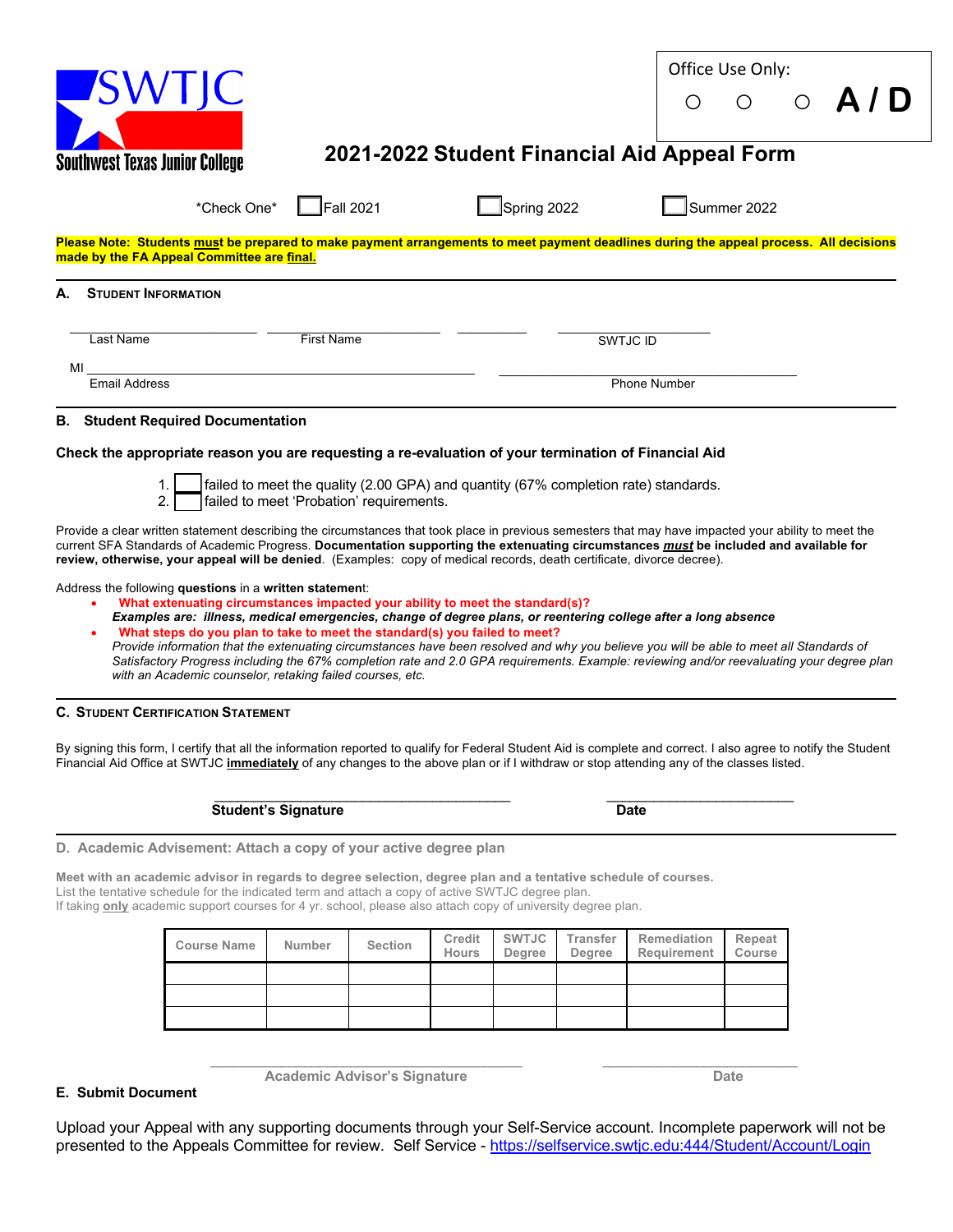Office Use Only:

○ ○ ○ **A / D**

Southwest Texas Junior College

# 2021-2022 Student Financial Aid Appeal Form

*Check One* ☐ Fall 2021 ☐ Spring 2022 ☐ Summer 2022

**Please Note: Students must be prepared to make payment arrangements to meet payment deadlines during the appeal process. All decisions made by the FA Appeal Committee are final.**

## A. Student Information

Last Name ____________ First Name ____________ MI ______ SWTJC ID ____________

Email Address ____________ Phone Number ____________

## B. Student Required Documentation

**Check the appropriate reason you are requesting a re-evaluation of your termination of Financial Aid**

1. ☐ failed to meet the quality (2.00 GPA) and quantity (67% completion rate) standards.
2. ☐ failed to meet 'Probation' requirements.

Provide a clear written statement describing the circumstances that took place in previous semesters that may have impacted your ability to meet the current SFA Standards of Academic Progress. **Documentation supporting the extenuating circumstances *must* be included and available for review, otherwise, your appeal will be denied**. (Examples: copy of medical records, death certificate, divorce decree).

Address the following **questions** in a **written statement**:

- **What extenuating circumstances impacted your ability to meet the standard(s)?**
  ***Examples are: illness, medical emergencies, change of degree plans, or reentering college after a long absence***
- **What steps do you plan to take to meet the standard(s) you failed to meet?**
  *Provide information that the extenuating circumstances have been resolved and why you believe you will be able to meet all Standards of Satisfactory Progress including the 67% completion rate and 2.0 GPA requirements. Example: reviewing and/or reevaluating your degree plan with an Academic counselor, retaking failed courses, etc.*

## C. Student Certification Statement

By signing this form, I certify that all the information reported to qualify for Federal Student Aid is complete and correct. I also agree to notify the Student Financial Aid Office at SWTJC **immediately** of any changes to the above plan or if I withdraw or stop attending any of the classes listed.

______________________________ ______________________

**Student's Signature** **Date**

## D. Academic Advisement: Attach a copy of your active degree plan

**Meet with an academic advisor in regards to degree selection, degree plan and a tentative schedule of courses.**
List the tentative schedule for the indicated term and attach a copy of active SWTJC degree plan.
If taking **only** academic support courses for 4 yr. school, please also attach copy of university degree plan.

| Course Name | Number | Section | Credit Hours | SWTJC Degree | Transfer Degree | Remediation Requirement | Repeat Course |
|---|---|---|---|---|---|---|---|
| | | | | | | | |
| | | | | | | | |
| | | | | | | | |

______________________________ ______________________

**Academic Advisor's Signature** **Date**

## E. Submit Document

Upload your Appeal with any supporting documents through your Self-Service account. Incomplete paperwork will not be presented to the Appeals Committee for review. Self Service - https://selfservice.swtjc.edu:444/Student/Account/Login